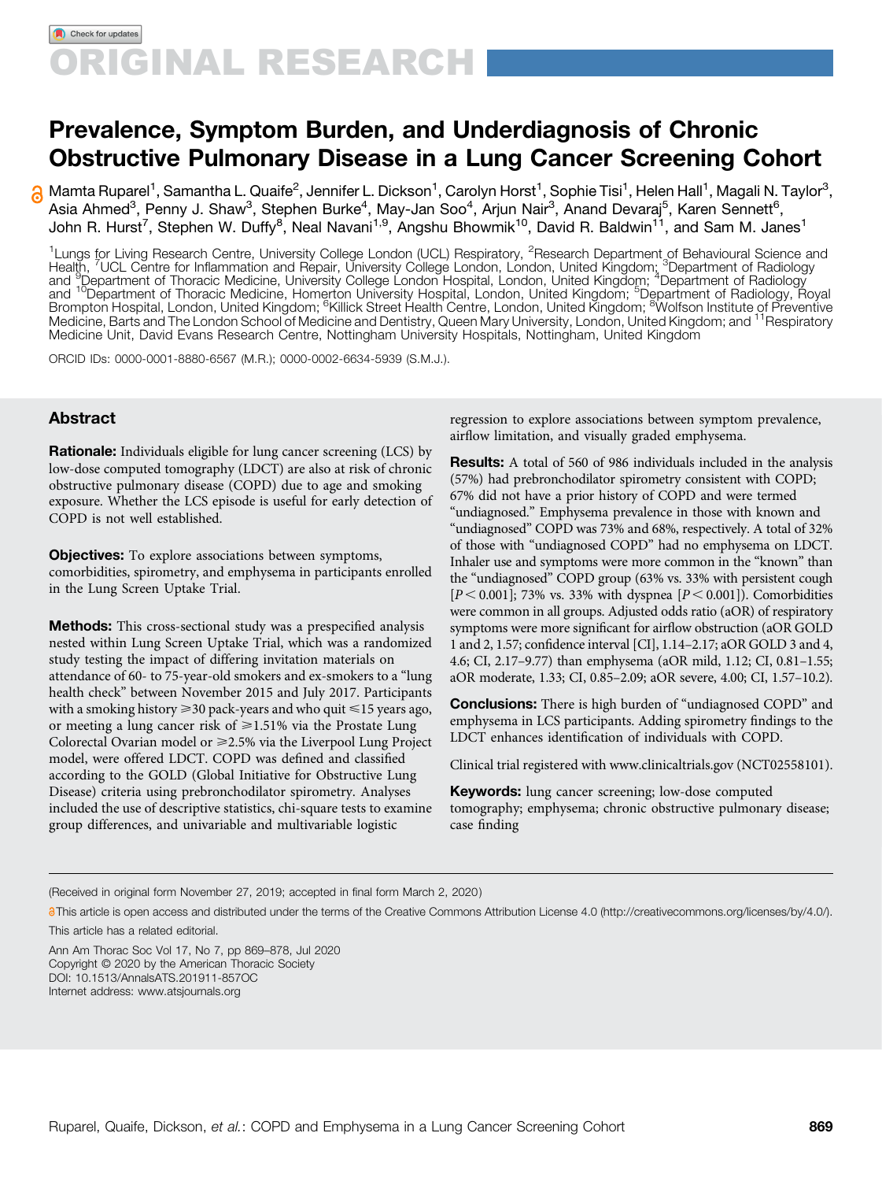# ORIGINAL RESEARCH

# Prevalence, Symptom Burden, and Underdiagnosis of Chronic Obstructive Pulmonary Disease in a Lung Cancer Screening Cohort

Mamta Ruparel[1], Samantha L. Quaife[2], Jennifer L. Dickson[1], Carolyn Horst[1], Sophie Tisi[1], Helen Hall[1], Magali N. Taylor[3], Asia Ahmed[3], Penny J. Shaw[3], Stephen Burke[4], May-Jan Soo[4], Arjun Nair[3], Anand Devaraj[5], Karen Sennett[6], John R. Hurst[7], Stephen W. Duffy[8], Neal Navani[1,9], Angshu Bhowmik[10], David R. Baldwin[11], and Sam M. Janes[1]

[1]Lungs for Living Research Centre, University College London (UCL) Respiratory, [2]Research Department of Behavioural Science and Health, [7]UCL Centre for Inflammation and Repair, University College London, London, United Kingdom; [3]Department of Radiology and [9]Department of Thoracic Medicine, University College London Hospital, London, United Kingdom; [4]Department of Radiology and [10]Department of Thoracic Medicine, Homerton University Hospital, London, United Kingdom; [5]Department of Radiology, Royal Brompton Hospital, London, United Kingdom; [6]Killick Street Health Centre, London, United Kingdom; [8]Wolfson Institute of Preventive Medicine, Barts and The London School of Medicine and Dentistry, Queen Mary University, London, United Kingdom; and [11]Respiratory Medicine Unit, David Evans Research Centre, Nottingham University Hospitals, Nottingham, United Kingdom

ORCID IDs: 0000-0001-8880-6567 (M.R.); 0000-0002-6634-5939 (S.M.J.).

## Abstract

**Rationale:** Individuals eligible for lung cancer screening (LCS) by low-dose computed tomography (LDCT) are also at risk of chronic obstructive pulmonary disease (COPD) due to age and smoking exposure. Whether the LCS episode is useful for early detection of COPD is not well established.

**Objectives:** To explore associations between symptoms, comorbidities, spirometry, and emphysema in participants enrolled in the Lung Screen Uptake Trial.

**Methods:** This cross-sectional study was a prespecified analysis nested within Lung Screen Uptake Trial, which was a randomized study testing the impact of differing invitation materials on attendance of 60- to 75-year-old smokers and ex-smokers to a "lung health check" between November 2015 and July 2017. Participants with a smoking history ⩾30 pack-years and who quit ⩽15 years ago, or meeting a lung cancer risk of ⩾1.51% via the Prostate Lung Colorectal Ovarian model or ⩾2.5% via the Liverpool Lung Project model, were offered LDCT. COPD was defined and classified according to the GOLD (Global Initiative for Obstructive Lung Disease) criteria using prebronchodilator spirometry. Analyses included the use of descriptive statistics, chi-square tests to examine group differences, and univariable and multivariable logistic regression to explore associations between symptom prevalence, airflow limitation, and visually graded emphysema.

**Results:** A total of 560 of 986 individuals included in the analysis (57%) had prebronchodilator spirometry consistent with COPD; 67% did not have a prior history of COPD and were termed "undiagnosed." Emphysema prevalence in those with known and "undiagnosed" COPD was 73% and 68%, respectively. A total of 32% of those with "undiagnosed COPD" had no emphysema on LDCT. Inhaler use and symptoms were more common in the "known" than the "undiagnosed" COPD group (63% vs. 33% with persistent cough [$P < 0.001$]; 73% vs. 33% with dyspnea [$P < 0.001$]). Comorbidities were common in all groups. Adjusted odds ratio (aOR) of respiratory symptoms were more significant for airflow obstruction (aOR GOLD 1 and 2, 1.57; confidence interval [CI], 1.14–2.17; aOR GOLD 3 and 4, 4.6; CI, 2.17–9.77) than emphysema (aOR mild, 1.12; CI, 0.81–1.55; aOR moderate, 1.33; CI, 0.85–2.09; aOR severe, 4.00; CI, 1.57–10.2).

**Conclusions:** There is high burden of "undiagnosed COPD" and emphysema in LCS participants. Adding spirometry findings to the LDCT enhances identification of individuals with COPD.

Clinical trial registered with www.clinicaltrials.gov (NCT02558101).

**Keywords:** lung cancer screening; low-dose computed tomography; emphysema; chronic obstructive pulmonary disease; case finding

(Received in original form November 27, 2019; accepted in final form March 2, 2020)

This article is open access and distributed under the terms of the Creative Commons Attribution License 4.0 (http://creativecommons.org/licenses/by/4.0/).

This article has a related editorial.

Ann Am Thorac Soc Vol 17, No 7, pp 869–878, Jul 2020
Copyright © 2020 by the American Thoracic Society
DOI: 10.1513/AnnalsATS.201911-857OC
Internet address: www.atsjournals.org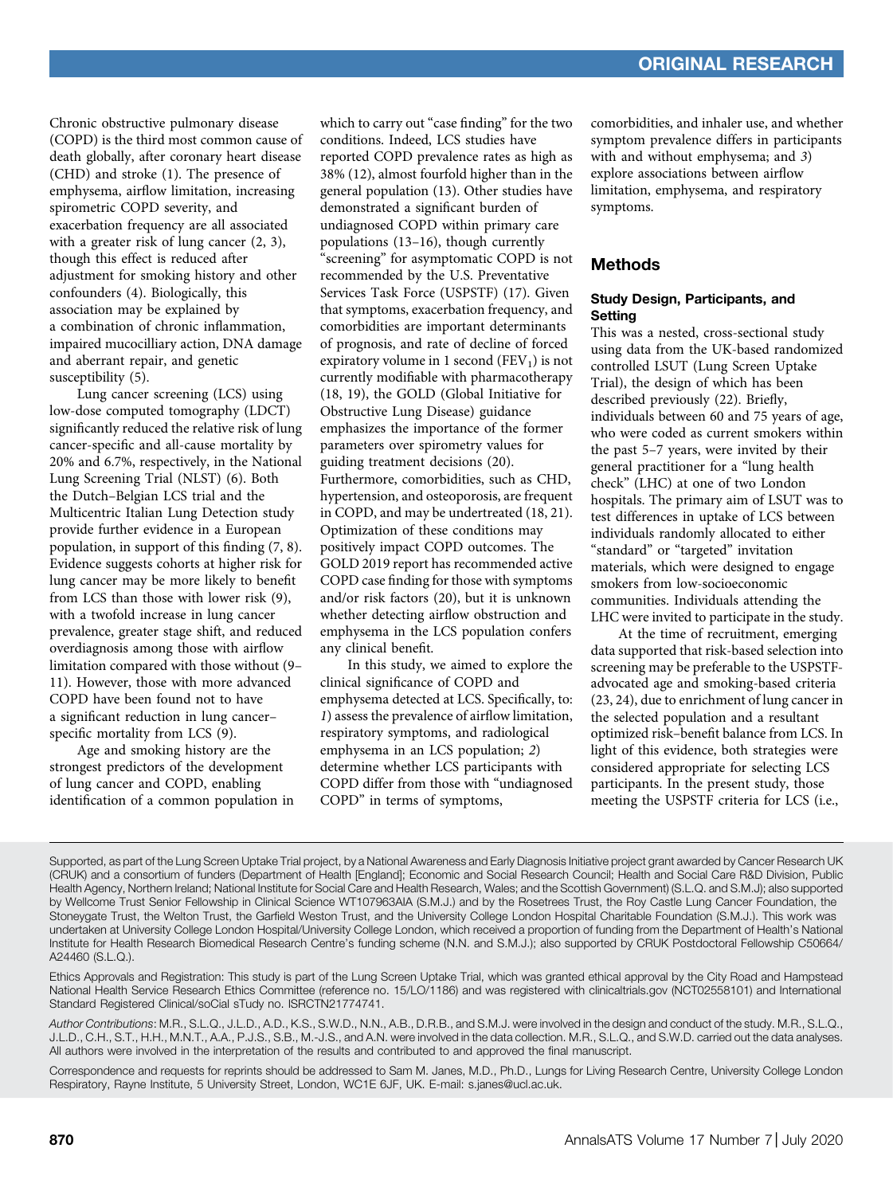Chronic obstructive pulmonary disease (COPD) is the third most common cause of death globally, after coronary heart disease (CHD) and stroke (1). The presence of emphysema, airflow limitation, increasing spirometric COPD severity, and exacerbation frequency are all associated with a greater risk of lung cancer (2, 3), though this effect is reduced after adjustment for smoking history and other confounders (4). Biologically, this association may be explained by a combination of chronic inflammation, impaired mucocilliary action, DNA damage and aberrant repair, and genetic susceptibility (5).

Lung cancer screening (LCS) using low-dose computed tomography (LDCT) significantly reduced the relative risk of lung cancer-specific and all-cause mortality by 20% and 6.7%, respectively, in the National Lung Screening Trial (NLST) (6). Both the Dutch–Belgian LCS trial and the Multicentric Italian Lung Detection study provide further evidence in a European population, in support of this finding (7, 8). Evidence suggests cohorts at higher risk for lung cancer may be more likely to benefit from LCS than those with lower risk (9), with a twofold increase in lung cancer prevalence, greater stage shift, and reduced overdiagnosis among those with airflow limitation compared with those without (9–11). However, those with more advanced COPD have been found not to have a significant reduction in lung cancer–specific mortality from LCS (9).

Age and smoking history are the strongest predictors of the development of lung cancer and COPD, enabling identification of a common population in which to carry out "case finding" for the two conditions. Indeed, LCS studies have reported COPD prevalence rates as high as 38% (12), almost fourfold higher than in the general population (13). Other studies have demonstrated a significant burden of undiagnosed COPD within primary care populations (13–16), though currently "screening" for asymptomatic COPD is not recommended by the U.S. Preventative Services Task Force (USPSTF) (17). Given that symptoms, exacerbation frequency, and comorbidities are important determinants of prognosis, and rate of decline of forced expiratory volume in 1 second ($FEV_1$) is not currently modifiable with pharmacotherapy (18, 19), the GOLD (Global Initiative for Obstructive Lung Disease) guidance emphasizes the importance of the former parameters over spirometry values for guiding treatment decisions (20). Furthermore, comorbidities, such as CHD, hypertension, and osteoporosis, are frequent in COPD, and may be undertreated (18, 21). Optimization of these conditions may positively impact COPD outcomes. The GOLD 2019 report has recommended active COPD case finding for those with symptoms and/or risk factors (20), but it is unknown whether detecting airflow obstruction and emphysema in the LCS population confers any clinical benefit.

In this study, we aimed to explore the clinical significance of COPD and emphysema detected at LCS. Specifically, to: *1*) assess the prevalence of airflow limitation, respiratory symptoms, and radiological emphysema in an LCS population; *2*) determine whether LCS participants with COPD differ from those with "undiagnosed COPD" in terms of symptoms, comorbidities, and inhaler use, and whether symptom prevalence differs in participants with and without emphysema; and *3*) explore associations between airflow limitation, emphysema, and respiratory symptoms.

## Methods

### Study Design, Participants, and Setting

This was a nested, cross-sectional study using data from the UK-based randomized controlled LSUT (Lung Screen Uptake Trial), the design of which has been described previously (22). Briefly, individuals between 60 and 75 years of age, who were coded as current smokers within the past 5–7 years, were invited by their general practitioner for a "lung health check" (LHC) at one of two London hospitals. The primary aim of LSUT was to test differences in uptake of LCS between individuals randomly allocated to either "standard" or "targeted" invitation materials, which were designed to engage smokers from low-socioeconomic communities. Individuals attending the LHC were invited to participate in the study.

At the time of recruitment, emerging data supported that risk-based selection into screening may be preferable to the USPSTF-advocated age and smoking-based criteria (23, 24), due to enrichment of lung cancer in the selected population and a resultant optimized risk–benefit balance from LCS. In light of this evidence, both strategies were considered appropriate for selecting LCS participants. In the present study, those meeting the USPSTF criteria for LCS (i.e.,

---

Supported, as part of the Lung Screen Uptake Trial project, by a National Awareness and Early Diagnosis Initiative project grant awarded by Cancer Research UK (CRUK) and a consortium of funders (Department of Health [England]; Economic and Social Research Council; Health and Social Care R&D Division, Public Health Agency, Northern Ireland; National Institute for Social Care and Health Research, Wales; and the Scottish Government) (S.L.Q. and S.M.J); also supported by Wellcome Trust Senior Fellowship in Clinical Science WT107963AIA (S.M.J.) and by the Rosetrees Trust, the Roy Castle Lung Cancer Foundation, the Stoneygate Trust, the Welton Trust, the Garfield Weston Trust, and the University College London Hospital Charitable Foundation (S.M.J.). This work was undertaken at University College London Hospital/University College London, which received a proportion of funding from the Department of Health's National Institute for Health Research Biomedical Research Centre's funding scheme (N.N. and S.M.J.); also supported by CRUK Postdoctoral Fellowship C50664/A24460 (S.L.Q.).

Ethics Approvals and Registration: This study is part of the Lung Screen Uptake Trial, which was granted ethical approval by the City Road and Hampstead National Health Service Research Ethics Committee (reference no. 15/LO/1186) and was registered with clinicaltrials.gov (NCT02558101) and International Standard Registered Clinical/soCial sTudy no. ISRCTN21774741.

*Author Contributions*: M.R., S.L.Q., J.L.D., A.D., K.S., S.W.D., N.N., A.B., D.R.B., and S.M.J. were involved in the design and conduct of the study. M.R., S.L.Q., J.L.D., C.H., S.T., H.H., M.N.T., A.A., P.J.S., S.B., M.-J.S., and A.N. were involved in the data collection. M.R., S.L.Q., and S.W.D. carried out the data analyses. All authors were involved in the interpretation of the results and contributed to and approved the final manuscript.

Correspondence and requests for reprints should be addressed to Sam M. Janes, M.D., Ph.D., Lungs for Living Research Centre, University College London Respiratory, Rayne Institute, 5 University Street, London, WC1E 6JF, UK. E-mail: s.janes@ucl.ac.uk.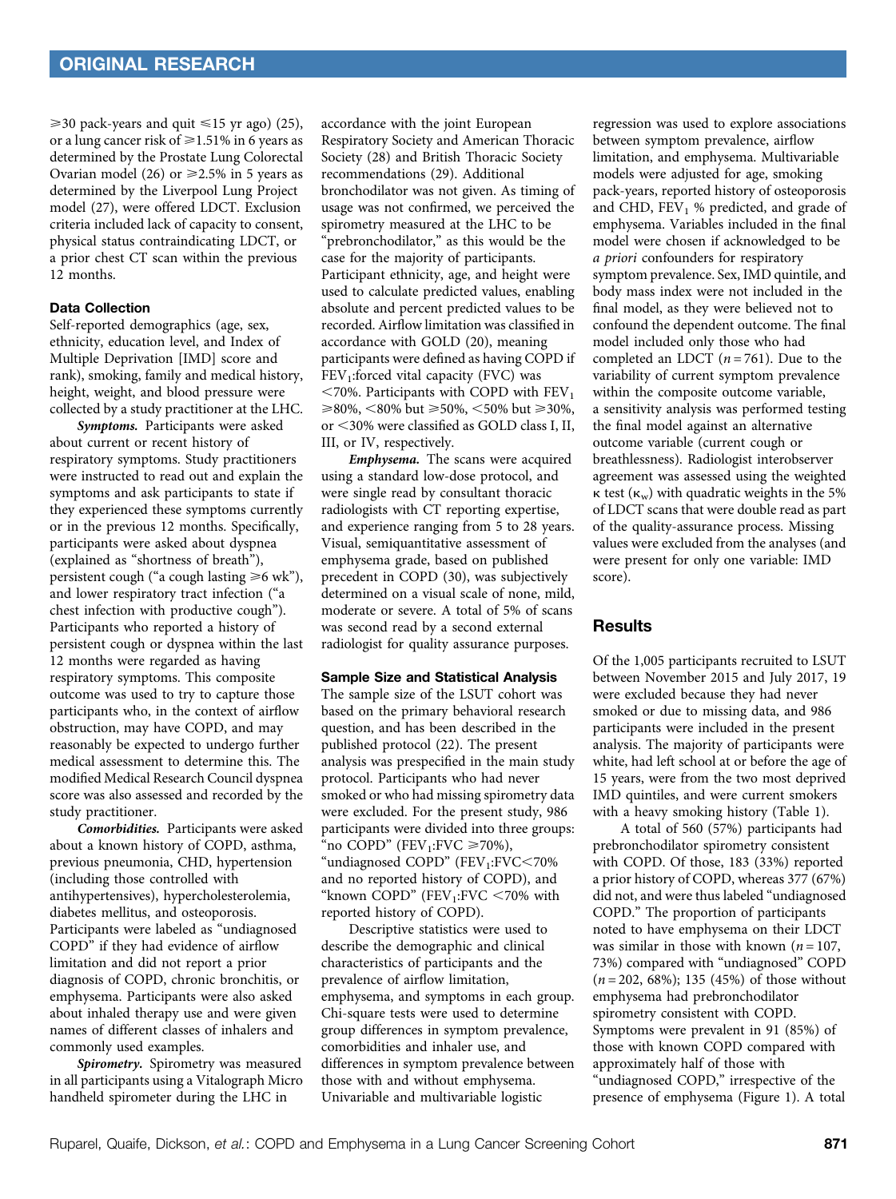≥30 pack-years and quit ≤15 yr ago) (25), or a lung cancer risk of ≥1.51% in 6 years as determined by the Prostate Lung Colorectal Ovarian model (26) or ≥2.5% in 5 years as determined by the Liverpool Lung Project model (27), were offered LDCT. Exclusion criteria included lack of capacity to consent, physical status contraindicating LDCT, or a prior chest CT scan within the previous 12 months.

### Data Collection

Self-reported demographics (age, sex, ethnicity, education level, and Index of Multiple Deprivation [IMD] score and rank), smoking, family and medical history, height, weight, and blood pressure were collected by a study practitioner at the LHC.

***Symptoms.*** Participants were asked about current or recent history of respiratory symptoms. Study practitioners were instructed to read out and explain the symptoms and ask participants to state if they experienced these symptoms currently or in the previous 12 months. Specifically, participants were asked about dyspnea (explained as "shortness of breath"), persistent cough ("a cough lasting ≥6 wk"), and lower respiratory tract infection ("a chest infection with productive cough"). Participants who reported a history of persistent cough or dyspnea within the last 12 months were regarded as having respiratory symptoms. This composite outcome was used to try to capture those participants who, in the context of airflow obstruction, may have COPD, and may reasonably be expected to undergo further medical assessment to determine this. The modified Medical Research Council dyspnea score was also assessed and recorded by the study practitioner.

***Comorbidities.*** Participants were asked about a known history of COPD, asthma, previous pneumonia, CHD, hypertension (including those controlled with antihypertensives), hypercholesterolemia, diabetes mellitus, and osteoporosis. Participants were labeled as "undiagnosed COPD" if they had evidence of airflow limitation and did not report a prior diagnosis of COPD, chronic bronchitis, or emphysema. Participants were also asked about inhaled therapy use and were given names of different classes of inhalers and commonly used examples.

***Spirometry.*** Spirometry was measured in all participants using a Vitalograph Micro handheld spirometer during the LHC in accordance with the joint European Respiratory Society and American Thoracic Society (28) and British Thoracic Society recommendations (29). Additional bronchodilator was not given. As timing of usage was not confirmed, we perceived the spirometry measured at the LHC to be "prebronchodilator," as this would be the case for the majority of participants. Participant ethnicity, age, and height were used to calculate predicted values, enabling absolute and percent predicted values to be recorded. Airflow limitation was classified in accordance with GOLD (20), meaning participants were defined as having COPD if $FEV_1$:forced vital capacity (FVC) was <70%. Participants with COPD with $FEV_1$ ≥80%, <80% but ≥50%, <50% but ≥30%, or <30% were classified as GOLD class I, II, III, or IV, respectively.

***Emphysema.*** The scans were acquired using a standard low-dose protocol, and were single read by consultant thoracic radiologists with CT reporting expertise, and experience ranging from 5 to 28 years. Visual, semiquantitative assessment of emphysema grade, based on published precedent in COPD (30), was subjectively determined on a visual scale of none, mild, moderate or severe. A total of 5% of scans was second read by a second external radiologist for quality assurance purposes.

### Sample Size and Statistical Analysis

The sample size of the LSUT cohort was based on the primary behavioral research question, and has been described in the published protocol (22). The present analysis was prespecified in the main study protocol. Participants who had never smoked or who had missing spirometry data were excluded. For the present study, 986 participants were divided into three groups: "no COPD" ($FEV_1$:FVC ≥70%), "undiagnosed COPD" ($FEV_1$:FVC<70% and no reported history of COPD), and "known COPD" ($FEV_1$:FVC <70% with reported history of COPD).

Descriptive statistics were used to describe the demographic and clinical characteristics of participants and the prevalence of airflow limitation, emphysema, and symptoms in each group. Chi-square tests were used to determine group differences in symptom prevalence, comorbidities and inhaler use, and differences in symptom prevalence between those with and without emphysema. Univariable and multivariable logistic regression was used to explore associations between symptom prevalence, airflow limitation, and emphysema. Multivariable models were adjusted for age, smoking pack-years, reported history of osteoporosis and CHD, $FEV_1$ % predicted, and grade of emphysema. Variables included in the final model were chosen if acknowledged to be *a priori* confounders for respiratory symptom prevalence. Sex, IMD quintile, and body mass index were not included in the final model, as they were believed not to confound the dependent outcome. The final model included only those who had completed an LDCT ($n = 761$). Due to the variability of current symptom prevalence within the composite outcome variable, a sensitivity analysis was performed testing the final model against an alternative outcome variable (current cough or breathlessness). Radiologist interobserver agreement was assessed using the weighted κ test ($\kappa_w$) with quadratic weights in the 5% of LDCT scans that were double read as part of the quality-assurance process. Missing values were excluded from the analyses (and were present for only one variable: IMD score).

## Results

Of the 1,005 participants recruited to LSUT between November 2015 and July 2017, 19 were excluded because they had never smoked or due to missing data, and 986 participants were included in the present analysis. The majority of participants were white, had left school at or before the age of 15 years, were from the two most deprived IMD quintiles, and were current smokers with a heavy smoking history (Table 1).

A total of 560 (57%) participants had prebronchodilator spirometry consistent with COPD. Of those, 183 (33%) reported a prior history of COPD, whereas 377 (67%) did not, and were thus labeled "undiagnosed COPD." The proportion of participants noted to have emphysema on their LDCT was similar in those with known ($n = 107$, 73%) compared with "undiagnosed" COPD ($n = 202$, 68%); 135 (45%) of those without emphysema had prebronchodilator spirometry consistent with COPD. Symptoms were prevalent in 91 (85%) of those with known COPD compared with approximately half of those with "undiagnosed COPD," irrespective of the presence of emphysema (Figure 1). A total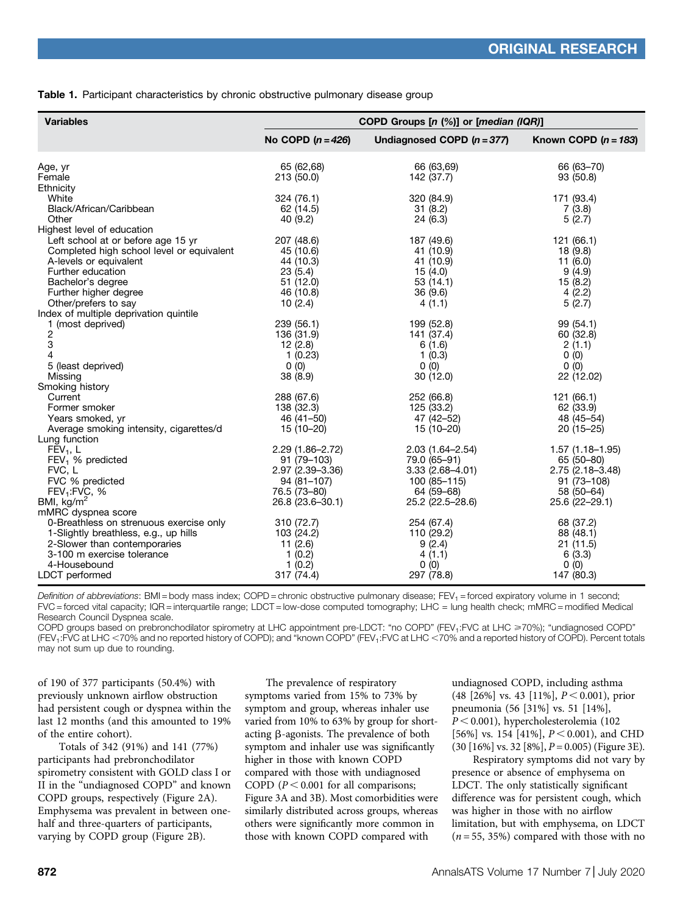**Table 1.** Participant characteristics by chronic obstructive pulmonary disease group

| Variables | COPD Groups [n (%)] or [median (IQR)] | | |
|---|---|---|---|
| | No COPD (n = 426) | Undiagnosed COPD (n = 377) | Known COPD (n = 183) |
| Age, yr | 65 (62,68) | 66 (63,69) | 66 (63–70) |
| Female | 213 (50.0) | 142 (37.7) | 93 (50.8) |
| Ethnicity | | | |
| White | 324 (76.1) | 320 (84.9) | 171 (93.4) |
| Black/African/Caribbean | 62 (14.5) | 31 (8.2) | 7 (3.8) |
| Other | 40 (9.2) | 24 (6.3) | 5 (2.7) |
| Highest level of education | | | |
| Left school at or before age 15 yr | 207 (48.6) | 187 (49.6) | 121 (66.1) |
| Completed high school level or equivalent | 45 (10.6) | 41 (10.9) | 18 (9.8) |
| A-levels or equivalent | 44 (10.3) | 41 (10.9) | 11 (6.0) |
| Further education | 23 (5.4) | 15 (4.0) | 9 (4.9) |
| Bachelor's degree | 51 (12.0) | 53 (14.1) | 15 (8.2) |
| Further higher degree | 46 (10.8) | 36 (9.6) | 4 (2.2) |
| Other/prefers to say | 10 (2.4) | 4 (1.1) | 5 (2.7) |
| Index of multiple deprivation quintile | | | |
| 1 (most deprived) | 239 (56.1) | 199 (52.8) | 99 (54.1) |
| 2 | 136 (31.9) | 141 (37.4) | 60 (32.8) |
| 3 | 12 (2.8) | 6 (1.6) | 2 (1.1) |
| 4 | 1 (0.23) | 1 (0.3) | 0 (0) |
| 5 (least deprived) | 0 (0) | 0 (0) | 0 (0) |
| Missing | 38 (8.9) | 30 (12.0) | 22 (12.02) |
| Smoking history | | | |
| Current | 288 (67.6) | 252 (66.8) | 121 (66.1) |
| Former smoker | 138 (32.3) | 125 (33.2) | 62 (33.9) |
| Years smoked, yr | 46 (41–50) | 47 (42–52) | 48 (45–54) |
| Average smoking intensity, cigarettes/d | 15 (10–20) | 15 (10–20) | 20 (15–25) |
| Lung function | | | |
| $FEV_1$, L | 2.29 (1.86–2.72) | 2.03 (1.64–2.54) | 1.57 (1.18–1.95) |
| $FEV_1$ % predicted | 91 (79–103) | 79.0 (65–91) | 65 (50–80) |
| FVC, L | 2.97 (2.39–3.36) | 3.33 (2.68–4.01) | 2.75 (2.18–3.48) |
| FVC % predicted | 94 (81–107) | 100 (85–115) | 91 (73–108) |
| $FEV_1$:FVC, % | 76.5 (73–80) | 64 (59–68) | 58 (50–64) |
| BMI, $kg/m^2$ | 26.8 (23.6–30.1) | 25.2 (22.5–28.6) | 25.6 (22–29.1) |
| mMRC dyspnea score | | | |
| 0-Breathless on strenuous exercise only | 310 (72.7) | 254 (67.4) | 68 (37.2) |
| 1-Slightly breathless, e.g., up hills | 103 (24.2) | 110 (29.2) | 88 (48.1) |
| 2-Slower than contemporaries | 11 (2.6) | 9 (2.4) | 21 (11.5) |
| 3-100 m exercise tolerance | 1 (0.2) | 4 (1.1) | 6 (3.3) |
| 4-Housebound | 1 (0.2) | 0 (0) | 0 (0) |
| LDCT performed | 317 (74.4) | 297 (78.8) | 147 (80.3) |

*Definition of abbreviations*: BMI = body mass index; COPD = chronic obstructive pulmonary disease; $FEV_1$ = forced expiratory volume in 1 second; FVC = forced vital capacity; IQR = interquartile range; LDCT = low-dose computed tomography; LHC = lung health check; mMRC = modified Medical Research Council Dyspnea scale.

COPD groups based on prebronchodilator spirometry at LHC appointment pre-LDCT: "no COPD" ($FEV_1$:FVC at LHC ⩾70%); "undiagnosed COPD" ($FEV_1$:FVC at LHC <70% and no reported history of COPD); and "known COPD" ($FEV_1$:FVC at LHC <70% and a reported history of COPD). Percent totals may not sum up due to rounding.

of 190 of 377 participants (50.4%) with previously unknown airflow obstruction had persistent cough or dyspnea within the last 12 months (and this amounted to 19% of the entire cohort).

Totals of 342 (91%) and 141 (77%) participants had prebronchodilator spirometry consistent with GOLD class I or II in the "undiagnosed COPD" and known COPD groups, respectively (Figure 2A). Emphysema was prevalent in between one-half and three-quarters of participants, varying by COPD group (Figure 2B).

The prevalence of respiratory symptoms varied from 15% to 73% by symptom and group, whereas inhaler use varied from 10% to 63% by group for short-acting β-agonists. The prevalence of both symptom and inhaler use was significantly higher in those with known COPD compared with those with undiagnosed COPD ($P < 0.001$ for all comparisons; Figure 3A and 3B). Most comorbidities were similarly distributed across groups, whereas others were significantly more common in those with known COPD compared with undiagnosed COPD, including asthma (48 [26%] vs. 43 [11%], $P < 0.001$), prior pneumonia (56 [31%] vs. 51 [14%], $P < 0.001$), hypercholesterolemia (102 [56%] vs. 154 [41%], $P < 0.001$), and CHD (30 [16%] vs. 32 [8%], $P = 0.005$) (Figure 3E).

Respiratory symptoms did not vary by presence or absence of emphysema on LDCT. The only statistically significant difference was for persistent cough, which was higher in those with no airflow limitation, but with emphysema, on LDCT ($n = 55$, 35%) compared with those with no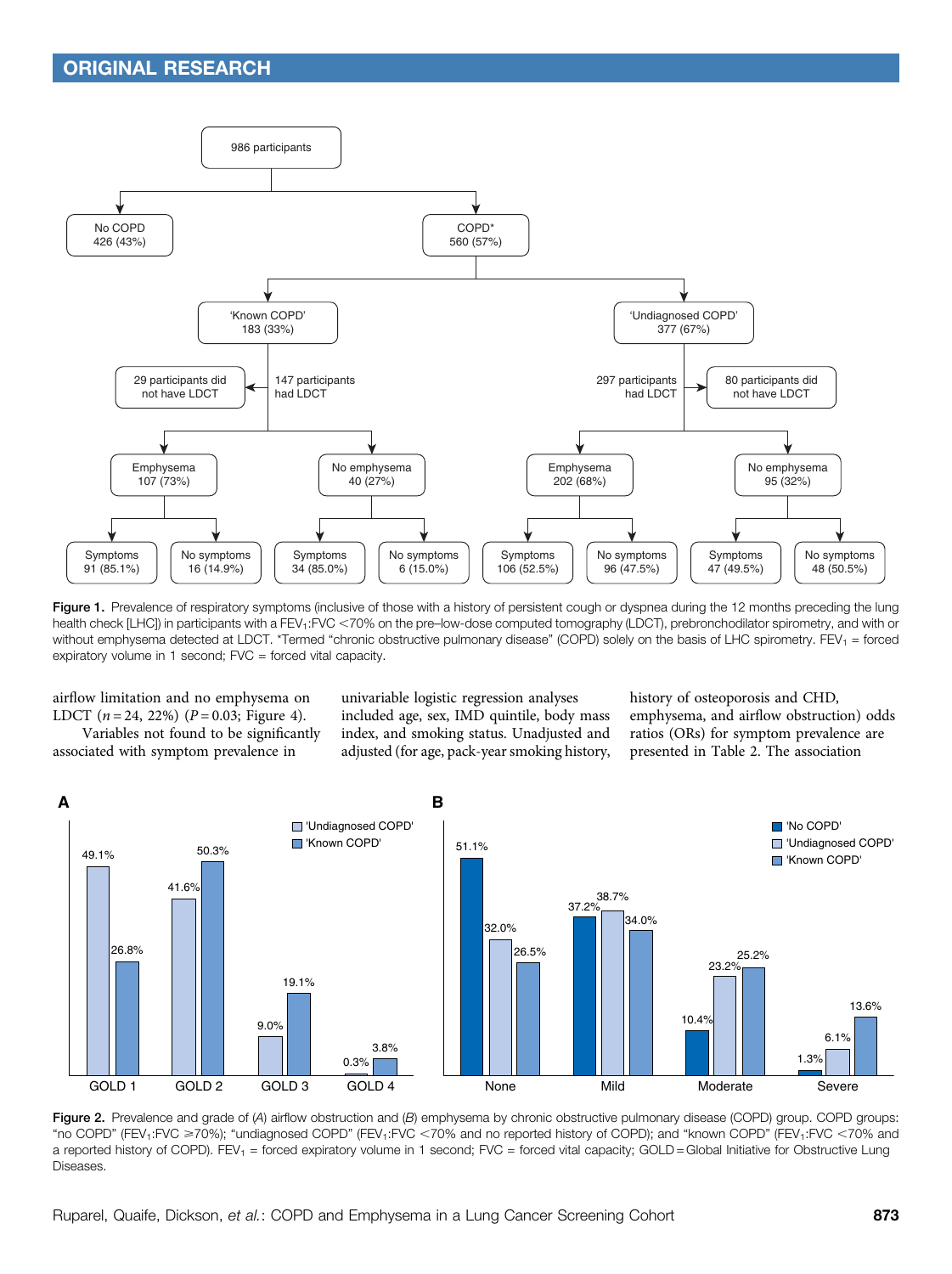Figure 1. Prevalence of respiratory symptoms (inclusive of those with a history of persistent cough or dyspnea during the 12 months preceding the lung health check [LHC]) in participants with a $FEV_1$:FVC <70% on the pre–low-dose computed tomography (LDCT), prebronchodilator spirometry, and with or without emphysema detected at LDCT. *Termed "chronic obstructive pulmonary disease" (COPD) solely on the basis of LHC spirometry. $FEV_1$ = forced expiratory volume in 1 second; FVC = forced vital capacity.

airflow limitation and no emphysema on LDCT ($n = 24$, 22%) ($P = 0.03$; Figure 4).

Variables not found to be significantly associated with symptom prevalence in univariable logistic regression analyses included age, sex, IMD quintile, body mass index, and smoking status. Unadjusted and adjusted (for age, pack-year smoking history, history of osteoporosis and CHD, emphysema, and airflow obstruction) odds ratios (ORs) for symptom prevalence are presented in Table 2. The association

Figure 2. Prevalence and grade of (A) airflow obstruction and (B) emphysema by chronic obstructive pulmonary disease (COPD) group. COPD groups: "no COPD" ($FEV_1$:FVC ≥70%); "undiagnosed COPD" ($FEV_1$:FVC <70% and no reported history of COPD); and "known COPD" ($FEV_1$:FVC <70% and a reported history of COPD). $FEV_1$ = forced expiratory volume in 1 second; FVC = forced vital capacity; GOLD = Global Initiative for Obstructive Lung Diseases.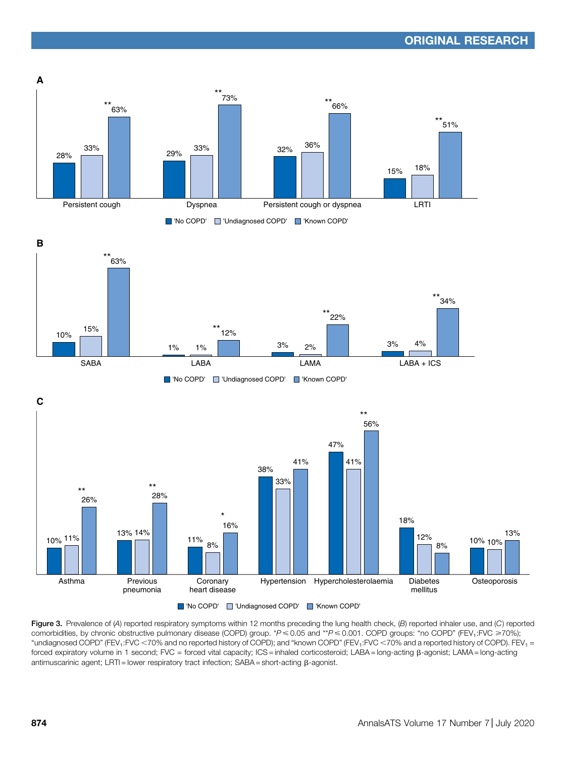**Figure 3.** Prevalence of (*A*) reported respiratory symptoms within 12 months preceding the lung health check, (*B*) reported inhaler use, and (*C*) reported comorbidities, by chronic obstructive pulmonary disease (COPD) group. $^{*}P \leqslant 0.05$ and $^{**}P \leqslant 0.001$. COPD groups: "no COPD" ($FEV_1$:FVC $\geqslant$70%); "undiagnosed COPD" ($FEV_1$:FVC <70% and no reported history of COPD); and "known COPD" ($FEV_1$:FVC <70% and a reported history of COPD). $FEV_1$ = forced expiratory volume in 1 second; FVC = forced vital capacity; ICS = inhaled corticosteroid; LABA = long-acting β-agonist; LAMA = long-acting antimuscarinic agent; LRTI = lower respiratory tract infection; SABA = short-acting β-agonist.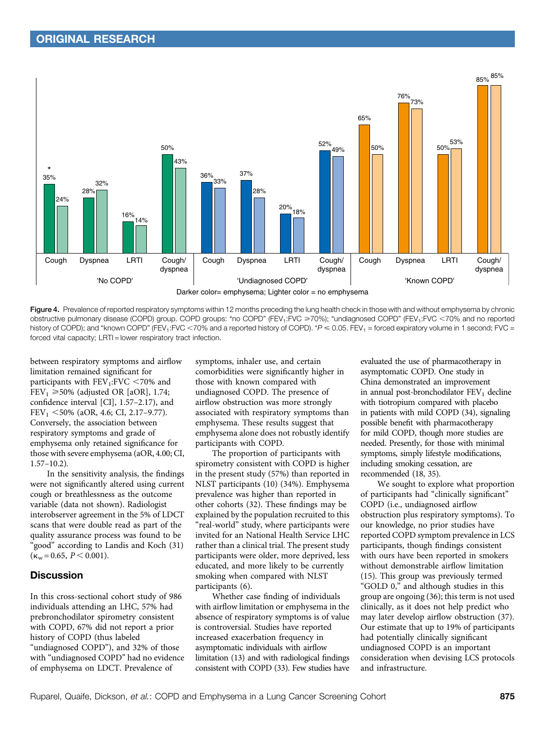Figure 4. Prevalence of reported respiratory symptoms within 12 months preceding the lung health check in those with and without emphysema by chronic obstructive pulmonary disease (COPD) group. COPD groups: "no COPD" ($FEV_1$:FVC ⩾70%); "undiagnosed COPD" ($FEV_1$:FVC <70% and no reported history of COPD); and "known COPD" ($FEV_1$:FVC <70% and a reported history of COPD). *$P \leqslant 0.05$. $FEV_1$ = forced expiratory volume in 1 second; FVC = forced vital capacity; LRTI = lower respiratory tract infection.

between respiratory symptoms and airflow limitation remained significant for participants with $FEV_1$:FVC <70% and $FEV_1$ ⩾50% (adjusted OR [aOR], 1.74; confidence interval [CI], 1.57–2.17), and $FEV_1$ <50% (aOR, 4.6; CI, 2.17–9.77). Conversely, the association between respiratory symptoms and grade of emphysema only retained significance for those with severe emphysema (aOR, 4.00; CI, 1.57–10.2).

In the sensitivity analysis, the findings were not significantly altered using current cough or breathlessness as the outcome variable (data not shown). Radiologist interobserver agreement in the 5% of LDCT scans that were double read as part of the quality assurance process was found to be "good" according to Landis and Koch (31) ($\kappa_w = 0.65$, $P < 0.001$).

## Discussion

In this cross-sectional cohort study of 986 individuals attending an LHC, 57% had prebronchodilator spirometry consistent with COPD, 67% did not report a prior history of COPD (thus labeled "undiagnosed COPD"), and 32% of those with "undiagnosed COPD" had no evidence of emphysema on LDCT. Prevalence of symptoms, inhaler use, and certain comorbidities were significantly higher in those with known compared with undiagnosed COPD. The presence of airflow obstruction was more strongly associated with respiratory symptoms than emphysema. These results suggest that emphysema alone does not robustly identify participants with COPD.

The proportion of participants with spirometry consistent with COPD is higher in the present study (57%) than reported in NLST participants (10) (34%). Emphysema prevalence was higher than reported in other cohorts (32). These findings may be explained by the population recruited to this "real-world" study, where participants were invited for an National Health Service LHC rather than a clinical trial. The present study participants were older, more deprived, less educated, and more likely to be currently smoking when compared with NLST participants (6).

Whether case finding of individuals with airflow limitation or emphysema in the absence of respiratory symptoms is of value is controversial. Studies have reported increased exacerbation frequency in asymptomatic individuals with airflow limitation (13) and with radiological findings consistent with COPD (33). Few studies have evaluated the use of pharmacotherapy in asymptomatic COPD. One study in China demonstrated an improvement in annual post-bronchodilator $FEV_1$ decline with tiotropium compared with placebo in patients with mild COPD (34), signaling possible benefit with pharmacotherapy for mild COPD, though more studies are needed. Presently, for those with minimal symptoms, simply lifestyle modifications, including smoking cessation, are recommended (18, 35).

We sought to explore what proportion of participants had "clinically significant" COPD (i.e., undiagnosed airflow obstruction plus respiratory symptoms). To our knowledge, no prior studies have reported COPD symptom prevalence in LCS participants, though findings consistent with ours have been reported in smokers without demonstrable airflow limitation (15). This group was previously termed "GOLD 0," and although studies in this group are ongoing (36); this term is not used clinically, as it does not help predict who may later develop airflow obstruction (37). Our estimate that up to 19% of participants had potentially clinically significant undiagnosed COPD is an important consideration when devising LCS protocols and infrastructure.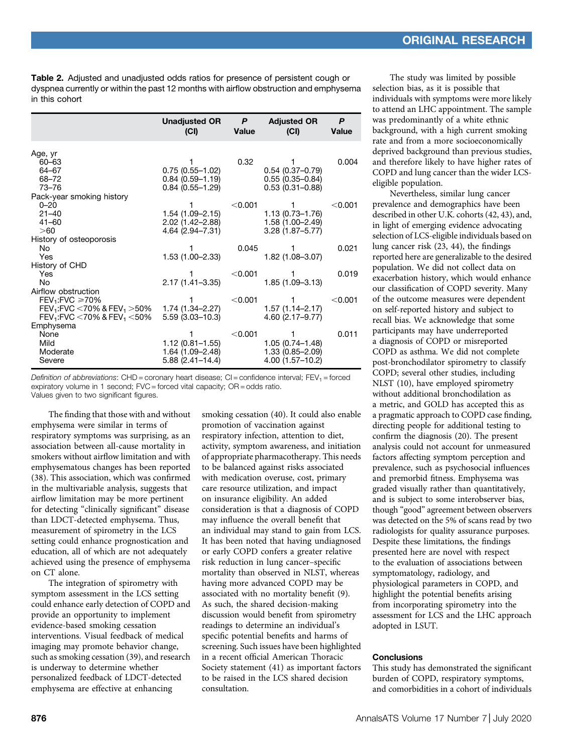**Table 2.** Adjusted and unadjusted odds ratios for presence of persistent cough or dyspnea currently or within the past 12 months with airflow obstruction and emphysema in this cohort

| | Unadjusted OR (CI) | P Value | Adjusted OR (CI) | P Value |
|---|---|---|---|---|
| Age, yr | | | | |
| 60–63 | 1 | 0.32 | 1 | 0.004 |
| 64–67 | 0.75 (0.55–1.02) | | 0.54 (0.37–0.79) | |
| 68–72 | 0.84 (0.59–1.19) | | 0.55 (0.35–0.84) | |
| 73–76 | 0.84 (0.55–1.29) | | 0.53 (0.31–0.88) | |
| Pack-year smoking history | | | | |
| 0–20 | 1 | <0.001 | 1 | <0.001 |
| 21–40 | 1.54 (1.09–2.15) | | 1.13 (0.73–1.76) | |
| 41–60 | 2.02 (1.42–2.88) | | 1.58 (1.00–2.49) | |
| >60 | 4.64 (2.94–7.31) | | 3.28 (1.87–5.77) | |
| History of osteoporosis | | | | |
| No | 1 | 0.045 | 1 | 0.021 |
| Yes | 1.53 (1.00–2.33) | | 1.82 (1.08–3.07) | |
| History of CHD | | | | |
| Yes | 1 | <0.001 | 1 | 0.019 |
| No | 2.17 (1.41–3.35) | | 1.85 (1.09–3.13) | |
| Airflow obstruction | | | | |
| $FEV_1$:FVC ⩾70% | 1 | <0.001 | 1 | <0.001 |
| $FEV_1$:FVC <70% & $FEV_1$ >50% | 1.74 (1.34–2.27) | | 1.57 (1.14–2.17) | |
| $FEV_1$:FVC <70% & $FEV_1$ <50% | 5.59 (3.03–10.3) | | 4.60 (2.17–9.77) | |
| Emphysema | | | | |
| None | 1 | <0.001 | 1 | 0.011 |
| Mild | 1.12 (0.81–1.55) | | 1.05 (0.74–1.48) | |
| Moderate | 1.64 (1.09–2.48) | | 1.33 (0.85–2.09) | |
| Severe | 5.88 (2.41–14.4) | | 4.00 (1.57–10.2) | |

*Definition of abbreviations*: CHD = coronary heart disease; CI = confidence interval; $FEV_1$ = forced expiratory volume in 1 second; FVC = forced vital capacity; OR = odds ratio.
Values given to two significant figures.

The finding that those with and without emphysema were similar in terms of respiratory symptoms was surprising, as an association between all-cause mortality in smokers without airflow limitation and with emphysematous changes has been reported (38). This association, which was confirmed in the multivariable analysis, suggests that airflow limitation may be more pertinent for detecting "clinically significant" disease than LDCT-detected emphysema. Thus, measurement of spirometry in the LCS setting could enhance prognostication and education, all of which are not adequately achieved using the presence of emphysema on CT alone.

The integration of spirometry with symptom assessment in the LCS setting could enhance early detection of COPD and provide an opportunity to implement evidence-based smoking cessation interventions. Visual feedback of medical imaging may promote behavior change, such as smoking cessation (39), and research is underway to determine whether personalized feedback of LDCT-detected emphysema are effective at enhancing smoking cessation (40). It could also enable promotion of vaccination against respiratory infection, attention to diet, activity, symptom awareness, and initiation of appropriate pharmacotherapy. This needs to be balanced against risks associated with medication overuse, cost, primary care resource utilization, and impact on insurance eligibility. An added consideration is that a diagnosis of COPD may influence the overall benefit that an individual may stand to gain from LCS. It has been noted that having undiagnosed or early COPD confers a greater relative risk reduction in lung cancer–specific mortality than observed in NLST, whereas having more advanced COPD may be associated with no mortality benefit (9). As such, the shared decision-making discussion would benefit from spirometry readings to determine an individual's specific potential benefits and harms of screening. Such issues have been highlighted in a recent official American Thoracic Society statement (41) as important factors to be raised in the LCS shared decision consultation.

The study was limited by possible selection bias, as it is possible that individuals with symptoms were more likely to attend an LHC appointment. The sample was predominantly of a white ethnic background, with a high current smoking rate and from a more socioeconomically deprived background than previous studies, and therefore likely to have higher rates of COPD and lung cancer than the wider LCS-eligible population.

Nevertheless, similar lung cancer prevalence and demographics have been described in other U.K. cohorts (42, 43), and, in light of emerging evidence advocating selection of LCS-eligible individuals based on lung cancer risk (23, 44), the findings reported here are generalizable to the desired population. We did not collect data on exacerbation history, which would enhance our classification of COPD severity. Many of the outcome measures were dependent on self-reported history and subject to recall bias. We acknowledge that some participants may have underreported a diagnosis of COPD or misreported COPD as asthma. We did not complete post-bronchodilator spirometry to classify COPD; several other studies, including NLST (10), have employed spirometry without additional bronchodilation as a metric, and GOLD has accepted this as a pragmatic approach to COPD case finding, directing people for additional testing to confirm the diagnosis (20). The present analysis could not account for unmeasured factors affecting symptom perception and prevalence, such as psychosocial influences and premorbid fitness. Emphysema was graded visually rather than quantitatively, and is subject to some interobserver bias, though "good" agreement between observers was detected on the 5% of scans read by two radiologists for quality assurance purposes. Despite these limitations, the findings presented here are novel with respect to the evaluation of associations between symptomatology, radiology, and physiological parameters in COPD, and highlight the potential benefits arising from incorporating spirometry into the assessment for LCS and the LHC approach adopted in LSUT.

### Conclusions

This study has demonstrated the significant burden of COPD, respiratory symptoms, and comorbidities in a cohort of individuals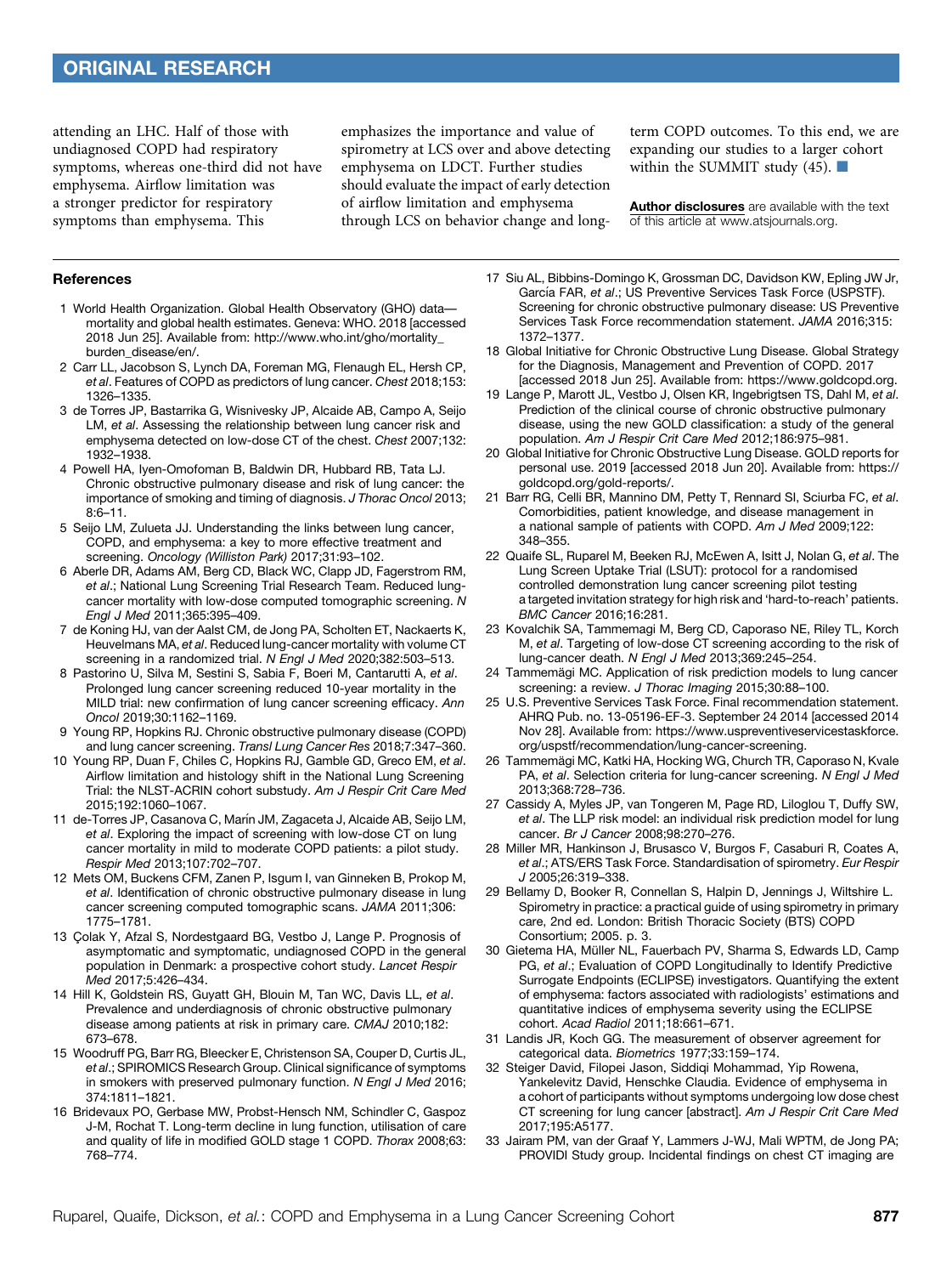attending an LHC. Half of those with undiagnosed COPD had respiratory symptoms, whereas one-third did not have emphysema. Airflow limitation was a stronger predictor for respiratory symptoms than emphysema. This emphasizes the importance and value of spirometry at LCS over and above detecting emphysema on LDCT. Further studies should evaluate the impact of early detection of airflow limitation and emphysema through LCS on behavior change and long-term COPD outcomes. To this end, we are expanding our studies to a larger cohort within the SUMMIT study (45). ■

**Author disclosures** are available with the text of this article at www.atsjournals.org.

## References

1. World Health Organization. Global Health Observatory (GHO) data—mortality and global health estimates. Geneva: WHO. 2018 [accessed 2018 Jun 25]. Available from: http://www.who.int/gho/mortality_burden_disease/en/.
2. Carr LL, Jacobson S, Lynch DA, Foreman MG, Flenaugh EL, Hersh CP, *et al*. Features of COPD as predictors of lung cancer. *Chest* 2018;153:1326–1335.
3. de Torres JP, Bastarrika G, Wisnivesky JP, Alcaide AB, Campo A, Seijo LM, *et al*. Assessing the relationship between lung cancer risk and emphysema detected on low-dose CT of the chest. *Chest* 2007;132:1932–1938.
4. Powell HA, Iyen-Omofoman B, Baldwin DR, Hubbard RB, Tata LJ. Chronic obstructive pulmonary disease and risk of lung cancer: the importance of smoking and timing of diagnosis. *J Thorac Oncol* 2013;8:6–11.
5. Seijo LM, Zulueta JJ. Understanding the links between lung cancer, COPD, and emphysema: a key to more effective treatment and screening. *Oncology (Williston Park)* 2017;31:93–102.
6. Aberle DR, Adams AM, Berg CD, Black WC, Clapp JD, Fagerstrom RM, *et al*.; National Lung Screening Trial Research Team. Reduced lung-cancer mortality with low-dose computed tomographic screening. *N Engl J Med* 2011;365:395–409.
7. de Koning HJ, van der Aalst CM, de Jong PA, Scholten ET, Nackaerts K, Heuvelmans MA, *et al*. Reduced lung-cancer mortality with volume CT screening in a randomized trial. *N Engl J Med* 2020;382:503–513.
8. Pastorino U, Silva M, Sestini S, Sabia F, Boeri M, Cantarutti A, *et al*. Prolonged lung cancer screening reduced 10-year mortality in the MILD trial: new confirmation of lung cancer screening efficacy. *Ann Oncol* 2019;30:1162–1169.
9. Young RP, Hopkins RJ. Chronic obstructive pulmonary disease (COPD) and lung cancer screening. *Transl Lung Cancer Res* 2018;7:347–360.
10. Young RP, Duan F, Chiles C, Hopkins RJ, Gamble GD, Greco EM, *et al*. Airflow limitation and histology shift in the National Lung Screening Trial: the NLST-ACRIN cohort substudy. *Am J Respir Crit Care Med* 2015;192:1060–1067.
11. de-Torres JP, Casanova C, Marín JM, Zagaceta J, Alcaide AB, Seijo LM, *et al*. Exploring the impact of screening with low-dose CT on lung cancer mortality in mild to moderate COPD patients: a pilot study. *Respir Med* 2013;107:702–707.
12. Mets OM, Buckens CFM, Zanen P, Isgum I, van Ginneken B, Prokop M, *et al*. Identification of chronic obstructive pulmonary disease in lung cancer screening computed tomographic scans. *JAMA* 2011;306:1775–1781.
13. Çolak Y, Afzal S, Nordestgaard BG, Vestbo J, Lange P. Prognosis of asymptomatic and symptomatic, undiagnosed COPD in the general population in Denmark: a prospective cohort study. *Lancet Respir Med* 2017;5:426–434.
14. Hill K, Goldstein RS, Guyatt GH, Blouin M, Tan WC, Davis LL, *et al*. Prevalence and underdiagnosis of chronic obstructive pulmonary disease among patients at risk in primary care. *CMAJ* 2010;182:673–678.
15. Woodruff PG, Barr RG, Bleecker E, Christenson SA, Couper D, Curtis JL, *et al*.; SPIROMICS Research Group. Clinical significance of symptoms in smokers with preserved pulmonary function. *N Engl J Med* 2016;374:1811–1821.
16. Bridevaux PO, Gerbase MW, Probst-Hensch NM, Schindler C, Gaspoz J-M, Rochat T. Long-term decline in lung function, utilisation of care and quality of life in modified GOLD stage 1 COPD. *Thorax* 2008;63:768–774.
17. Siu AL, Bibbins-Domingo K, Grossman DC, Davidson KW, Epling JW Jr, García FAR, *et al*.; US Preventive Services Task Force (USPSTF). Screening for chronic obstructive pulmonary disease: US Preventive Services Task Force recommendation statement. *JAMA* 2016;315:1372–1377.
18. Global Initiative for Chronic Obstructive Lung Disease. Global Strategy for the Diagnosis, Management and Prevention of COPD. 2017 [accessed 2018 Jun 25]. Available from: https://www.goldcopd.org.
19. Lange P, Marott JL, Vestbo J, Olsen KR, Ingebrigtsen TS, Dahl M, *et al*. Prediction of the clinical course of chronic obstructive pulmonary disease, using the new GOLD classification: a study of the general population. *Am J Respir Crit Care Med* 2012;186:975–981.
20. Global Initiative for Chronic Obstructive Lung Disease. GOLD reports for personal use. 2019 [accessed 2018 Jun 20]. Available from: https://goldcopd.org/gold-reports/.
21. Barr RG, Celli BR, Mannino DM, Petty T, Rennard SI, Sciurba FC, *et al*. Comorbidities, patient knowledge, and disease management in a national sample of patients with COPD. *Am J Med* 2009;122:348–355.
22. Quaife SL, Ruparel M, Beeken RJ, McEwen A, Isitt J, Nolan G, *et al*. The Lung Screen Uptake Trial (LSUT): protocol for a randomised controlled demonstration lung cancer screening pilot testing a targeted invitation strategy for high risk and 'hard-to-reach' patients. *BMC Cancer* 2016;16:281.
23. Kovalchik SA, Tammemagi M, Berg CD, Caporaso NE, Riley TL, Korch M, *et al*. Targeting of low-dose CT screening according to the risk of lung-cancer death. *N Engl J Med* 2013;369:245–254.
24. Tammemägi MC. Application of risk prediction models to lung cancer screening: a review. *J Thorac Imaging* 2015;30:88–100.
25. U.S. Preventive Services Task Force. Final recommendation statement. AHRQ Pub. no. 13-05196-EF-3. September 24 2014 [accessed 2014 Nov 28]. Available from: https://www.uspreventiveservicestaskforce.org/uspstf/recommendation/lung-cancer-screening.
26. Tammemägi MC, Katki HA, Hocking WG, Church TR, Caporaso N, Kvale PA, *et al*. Selection criteria for lung-cancer screening. *N Engl J Med* 2013;368:728–736.
27. Cassidy A, Myles JP, van Tongeren M, Page RD, Liloglou T, Duffy SW, *et al*. The LLP risk model: an individual risk prediction model for lung cancer. *Br J Cancer* 2008;98:270–276.
28. Miller MR, Hankinson J, Brusasco V, Burgos F, Casaburi R, Coates A, *et al*.; ATS/ERS Task Force. Standardisation of spirometry. *Eur Respir J* 2005;26:319–338.
29. Bellamy D, Booker R, Connellan S, Halpin D, Jennings J, Wiltshire L. Spirometry in practice: a practical guide of using spirometry in primary care, 2nd ed. London: British Thoracic Society (BTS) COPD Consortium; 2005. p. 3.
30. Gietema HA, Müller NL, Fauerbach PV, Sharma S, Edwards LD, Camp PG, *et al*.; Evaluation of COPD Longitudinally to Identify Predictive Surrogate Endpoints (ECLIPSE) investigators. Quantifying the extent of emphysema: factors associated with radiologists' estimations and quantitative indices of emphysema severity using the ECLIPSE cohort. *Acad Radiol* 2011;18:661–671.
31. Landis JR, Koch GG. The measurement of observer agreement for categorical data. *Biometrics* 1977;33:159–174.
32. Steiger David, Filopei Jason, Siddiqi Mohammad, Yip Rowena, Yankelevitz David, Henschke Claudia. Evidence of emphysema in a cohort of participants without symptoms undergoing low dose chest CT screening for lung cancer [abstract]. *Am J Respir Crit Care Med* 2017;195:A5177.
33. Jairam PM, van der Graaf Y, Lammers J-WJ, Mali WPTM, de Jong PA; PROVIDI Study group. Incidental findings on chest CT imaging are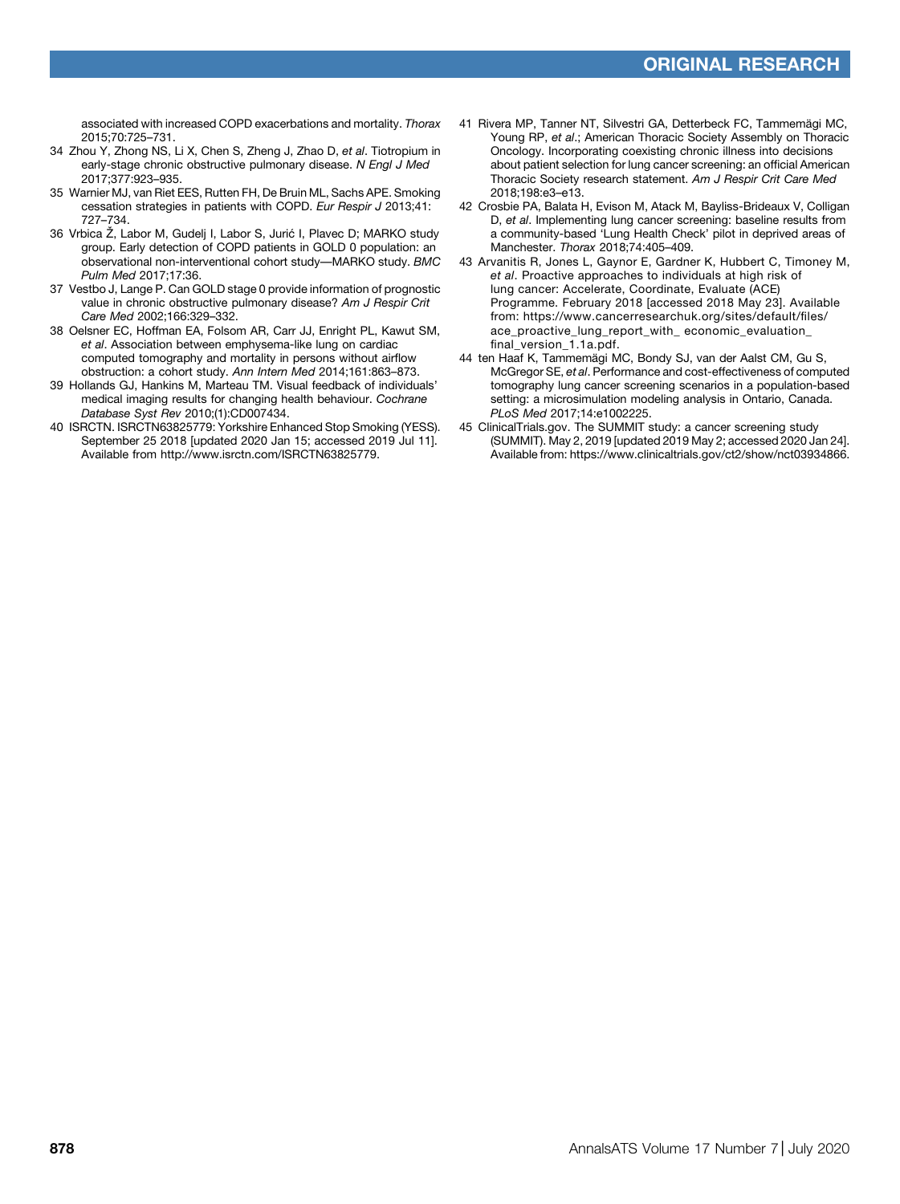associated with increased COPD exacerbations and mortality. *Thorax* 2015;70:725–731.

34 Zhou Y, Zhong NS, Li X, Chen S, Zheng J, Zhao D, *et al*. Tiotropium in early-stage chronic obstructive pulmonary disease. *N Engl J Med* 2017;377:923–935.

35 Warnier MJ, van Riet EES, Rutten FH, De Bruin ML, Sachs APE. Smoking cessation strategies in patients with COPD. *Eur Respir J* 2013;41: 727–734.

36 Vrbica Ž, Labor M, Gudelj I, Labor S, Jurić I, Plavec D; MARKO study group. Early detection of COPD patients in GOLD 0 population: an observational non-interventional cohort study—MARKO study. *BMC Pulm Med* 2017;17:36.

37 Vestbo J, Lange P. Can GOLD stage 0 provide information of prognostic value in chronic obstructive pulmonary disease? *Am J Respir Crit Care Med* 2002;166:329–332.

38 Oelsner EC, Hoffman EA, Folsom AR, Carr JJ, Enright PL, Kawut SM, *et al*. Association between emphysema-like lung on cardiac computed tomography and mortality in persons without airflow obstruction: a cohort study. *Ann Intern Med* 2014;161:863–873.

39 Hollands GJ, Hankins M, Marteau TM. Visual feedback of individuals' medical imaging results for changing health behaviour. *Cochrane Database Syst Rev* 2010;(1):CD007434.

40 ISRCTN. ISRCTN63825779: Yorkshire Enhanced Stop Smoking (YESS). September 25 2018 [updated 2020 Jan 15; accessed 2019 Jul 11]. Available from http://www.isrctn.com/ISRCTN63825779.

41 Rivera MP, Tanner NT, Silvestri GA, Detterbeck FC, Tammemägi MC, Young RP, *et al*.; American Thoracic Society Assembly on Thoracic Oncology. Incorporating coexisting chronic illness into decisions about patient selection for lung cancer screening: an official American Thoracic Society research statement. *Am J Respir Crit Care Med* 2018;198:e3–e13.

42 Crosbie PA, Balata H, Evison M, Atack M, Bayliss-Brideaux V, Colligan D, *et al*. Implementing lung cancer screening: baseline results from a community-based 'Lung Health Check' pilot in deprived areas of Manchester. *Thorax* 2018;74:405–409.

43 Arvanitis R, Jones L, Gaynor E, Gardner K, Hubbert C, Timoney M, *et al*. Proactive approaches to individuals at high risk of lung cancer: Accelerate, Coordinate, Evaluate (ACE) Programme. February 2018 [accessed 2018 May 23]. Available from: https://www.cancerresearchuk.org/sites/default/files/ace_proactive_lung_report_with_ economic_evaluation_ final_version_1.1a.pdf.

44 ten Haaf K, Tammemägi MC, Bondy SJ, van der Aalst CM, Gu S, McGregor SE, *et al*. Performance and cost-effectiveness of computed tomography lung cancer screening scenarios in a population-based setting: a microsimulation modeling analysis in Ontario, Canada. *PLoS Med* 2017;14:e1002225.

45 ClinicalTrials.gov. The SUMMIT study: a cancer screening study (SUMMIT). May 2, 2019 [updated 2019 May 2; accessed 2020 Jan 24]. Available from: https://www.clinicaltrials.gov/ct2/show/nct03934866.